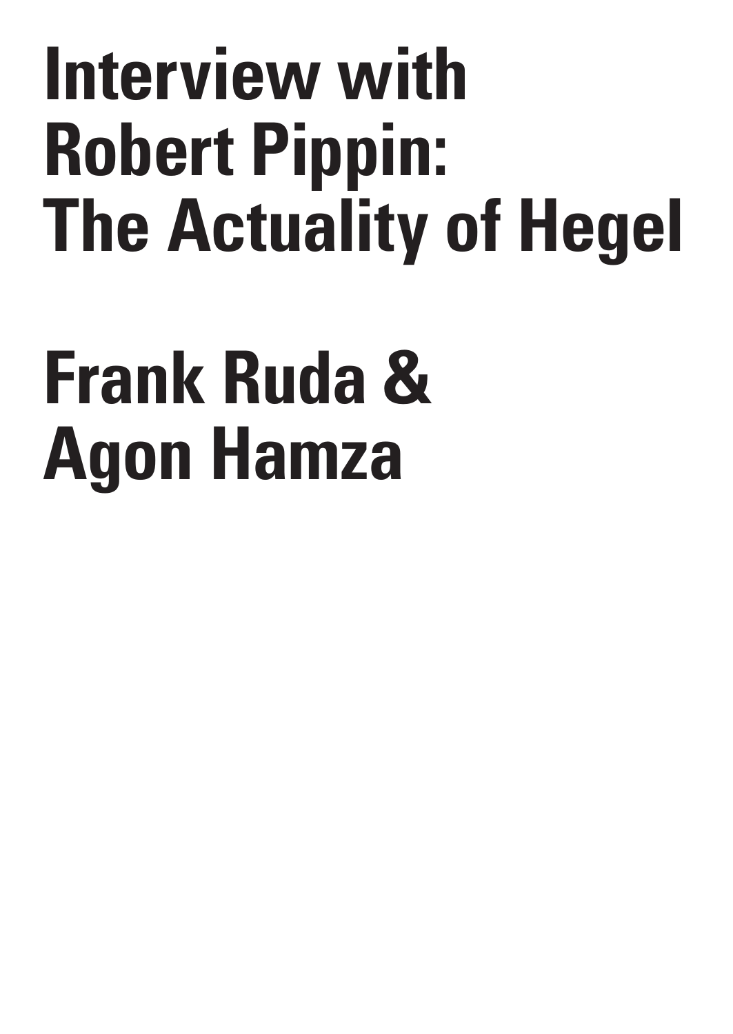# Interview with Robert Pippin: The Actuality of Hegel

## Frank Ruda & Agon Hamza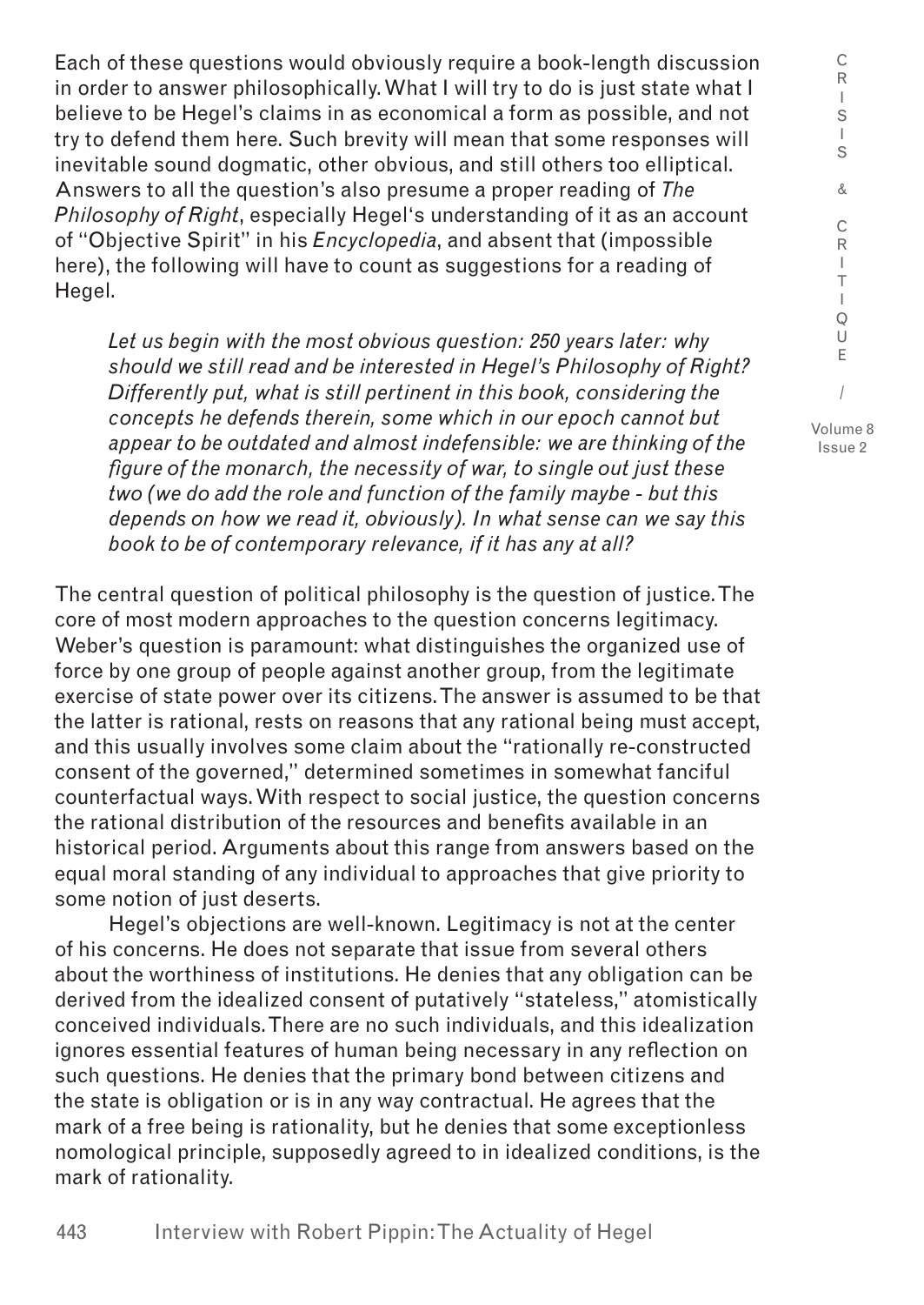Each of these questions would obviously require a book-length discussion in order to answer philosophically. What I will try to do is just state what I believe to be Hegel's claims in as economical a form as possible, and not try to defend them here. Such brevity will mean that some responses will inevitable sound dogmatic, other obvious, and still others too elliptical. Answers to all the question's also presume a proper reading of *The Philosophy of Right*, especially Hegel's understanding of it as an account of "Objective Spirit" in his *Encyclopedia*, and absent that (impossible here), the following will have to count as suggestions for a reading of Hegel.

> *Let us begin with the most obvious question: 250 years later: why should we still read and be interested in Hegel's Philosophy of Right? Differently put, what is still pertinent in this book, considering the concepts he defends therein, some which in our epoch cannot but appear to be outdated and almost indefensible: we are thinking of the figure of the monarch, the necessity of war, to single out just these two (we do add the role and function of the family maybe - but this depends on how we read it, obviously). In what sense can we say this book to be of contemporary relevance, if it has any at all?*

The central question of political philosophy is the question of justice. The core of most modern approaches to the question concerns legitimacy. Weber's question is paramount: what distinguishes the organized use of force by one group of people against another group, from the legitimate exercise of state power over its citizens. The answer is assumed to be that the latter is rational, rests on reasons that any rational being must accept, and this usually involves some claim about the "rationally re-constructed consent of the governed," determined sometimes in somewhat fanciful counterfactual ways. With respect to social justice, the question concerns the rational distribution of the resources and benefits available in an historical period. Arguments about this range from answers based on the equal moral standing of any individual to approaches that give priority to some notion of just deserts.

Hegel's objections are well-known. Legitimacy is not at the center of his concerns. He does not separate that issue from several others about the worthiness of institutions. He denies that any obligation can be derived from the idealized consent of putatively "stateless," atomistically conceived individuals. There are no such individuals, and this idealization ignores essential features of human being necessary in any reflection on such questions. He denies that the primary bond between citizens and the state is obligation or is in any way contractual. He agrees that the mark of a free being is rationality, but he denies that some exceptionless nomological principle, supposedly agreed to in idealized conditions, is the mark of rationality.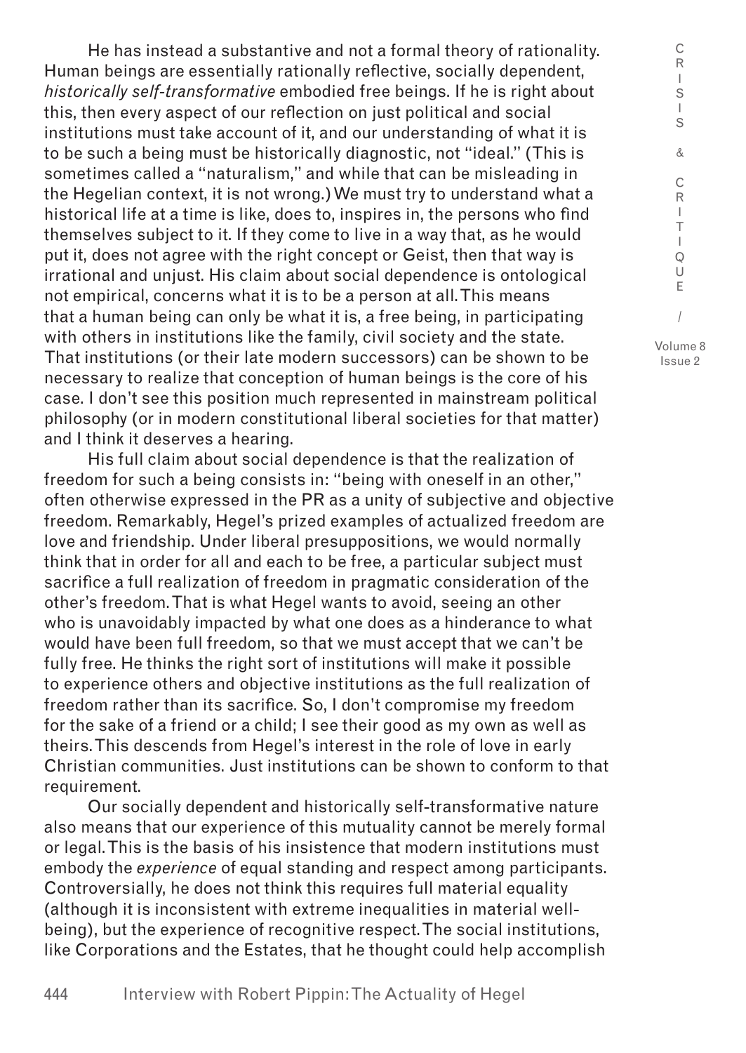He has instead a substantive and not a formal theory of rationality. Human beings are essentially rationally reflective, socially dependent, *historically self-transformative* embodied free beings. If he is right about this, then every aspect of our reflection on just political and social institutions must take account of it, and our understanding of what it is to be such a being must be historically diagnostic, not "ideal." (This is sometimes called a "naturalism," and while that can be misleading in the Hegelian context, it is not wrong.) We must try to understand what a historical life at a time is like, does to, inspires in, the persons who find themselves subject to it. If they come to live in a way that, as he would put it, does not agree with the right concept or Geist, then that way is irrational and unjust. His claim about social dependence is ontological not empirical, concerns what it is to be a person at all. This means that a human being can only be what it is, a free being, in participating with others in institutions like the family, civil society and the state. That institutions (or their late modern successors) can be shown to be necessary to realize that conception of human beings is the core of his case. I don't see this position much represented in mainstream political philosophy (or in modern constitutional liberal societies for that matter) and I think it deserves a hearing.

His full claim about social dependence is that the realization of freedom for such a being consists in: "being with oneself in an other," often otherwise expressed in the PR as a unity of subjective and objective freedom. Remarkably, Hegel's prized examples of actualized freedom are love and friendship. Under liberal presuppositions, we would normally think that in order for all and each to be free, a particular subject must sacrifice a full realization of freedom in pragmatic consideration of the other's freedom. That is what Hegel wants to avoid, seeing an other who is unavoidably impacted by what one does as a hinderance to what would have been full freedom, so that we must accept that we can't be fully free. He thinks the right sort of institutions will make it possible to experience others and objective institutions as the full realization of freedom rather than its sacrifice. So, I don't compromise my freedom for the sake of a friend or a child; I see their good as my own as well as theirs. This descends from Hegel's interest in the role of love in early Christian communities. Just institutions can be shown to conform to that requirement.

Our socially dependent and historically self-transformative nature also means that our experience of this mutuality cannot be merely formal or legal. This is the basis of his insistence that modern institutions must embody the *experience* of equal standing and respect among participants. Controversially, he does not think this requires full material equality (although it is inconsistent with extreme inequalities in material well-being), but the experience of recognitive respect. The social institutions, like Corporations and the Estates, that he thought could help accomplish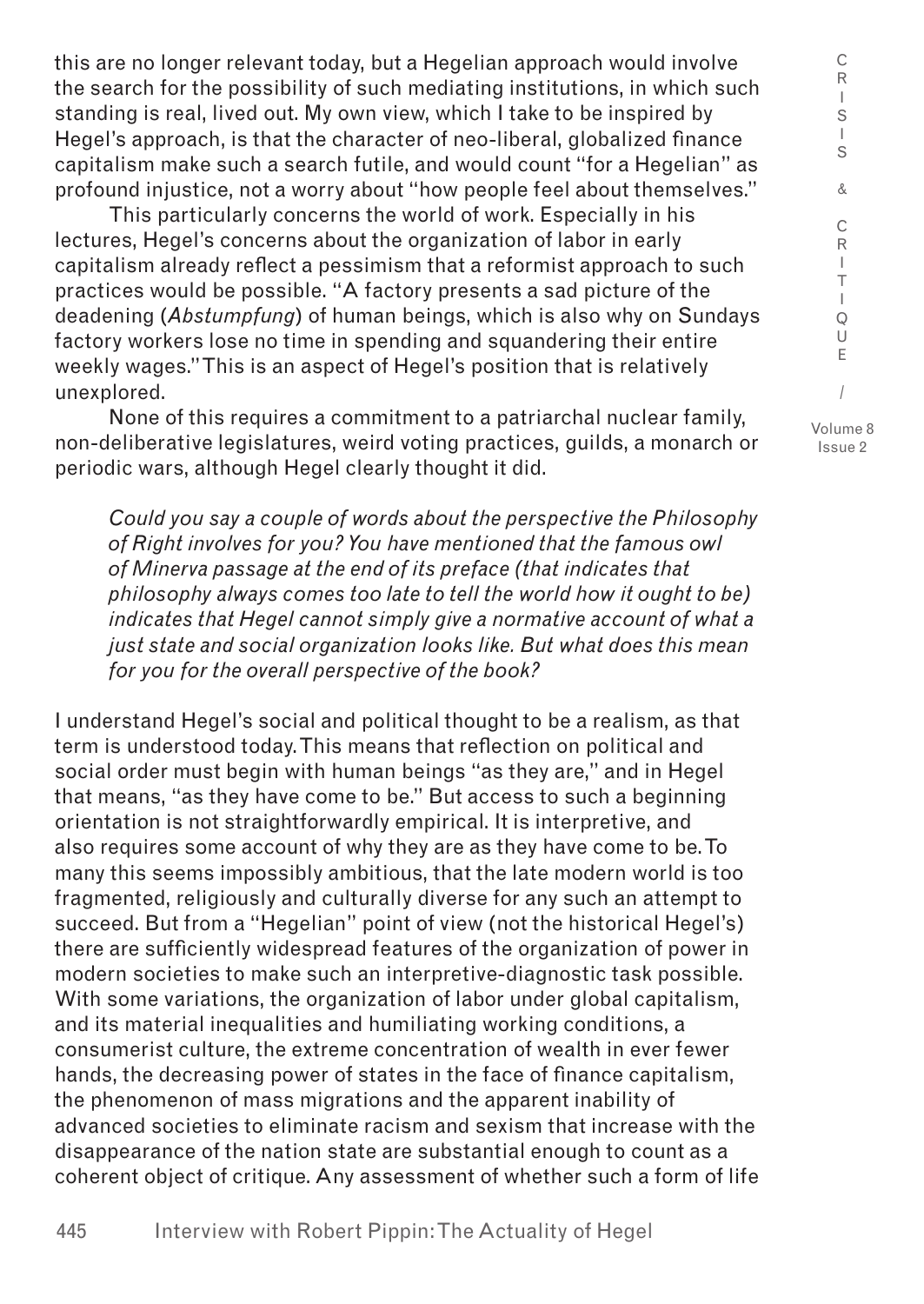this are no longer relevant today, but a Hegelian approach would involve the search for the possibility of such mediating institutions, in which such standing is real, lived out. My own view, which I take to be inspired by Hegel's approach, is that the character of neo-liberal, globalized finance capitalism make such a search futile, and would count "for a Hegelian" as profound injustice, not a worry about "how people feel about themselves."

This particularly concerns the world of work. Especially in his lectures, Hegel's concerns about the organization of labor in early capitalism already reflect a pessimism that a reformist approach to such practices would be possible. "A factory presents a sad picture of the deadening (*Abstumpfung*) of human beings, which is also why on Sundays factory workers lose no time in spending and squandering their entire weekly wages." This is an aspect of Hegel's position that is relatively unexplored.

None of this requires a commitment to a patriarchal nuclear family, non-deliberative legislatures, weird voting practices, guilds, a monarch or periodic wars, although Hegel clearly thought it did.

*Could you say a couple of words about the perspective the Philosophy of Right involves for you? You have mentioned that the famous owl of Minerva passage at the end of its preface (that indicates that philosophy always comes too late to tell the world how it ought to be) indicates that Hegel cannot simply give a normative account of what a just state and social organization looks like. But what does this mean for you for the overall perspective of the book?*

I understand Hegel's social and political thought to be a realism, as that term is understood today. This means that reflection on political and social order must begin with human beings "as they are," and in Hegel that means, "as they have come to be." But access to such a beginning orientation is not straightforwardly empirical. It is interpretive, and also requires some account of why they are as they have come to be. To many this seems impossibly ambitious, that the late modern world is too fragmented, religiously and culturally diverse for any such an attempt to succeed. But from a "Hegelian" point of view (not the historical Hegel's) there are sufficiently widespread features of the organization of power in modern societies to make such an interpretive-diagnostic task possible. With some variations, the organization of labor under global capitalism, and its material inequalities and humiliating working conditions, a consumerist culture, the extreme concentration of wealth in ever fewer hands, the decreasing power of states in the face of finance capitalism, the phenomenon of mass migrations and the apparent inability of advanced societies to eliminate racism and sexism that increase with the disappearance of the nation state are substantial enough to count as a coherent object of critique. Any assessment of whether such a form of life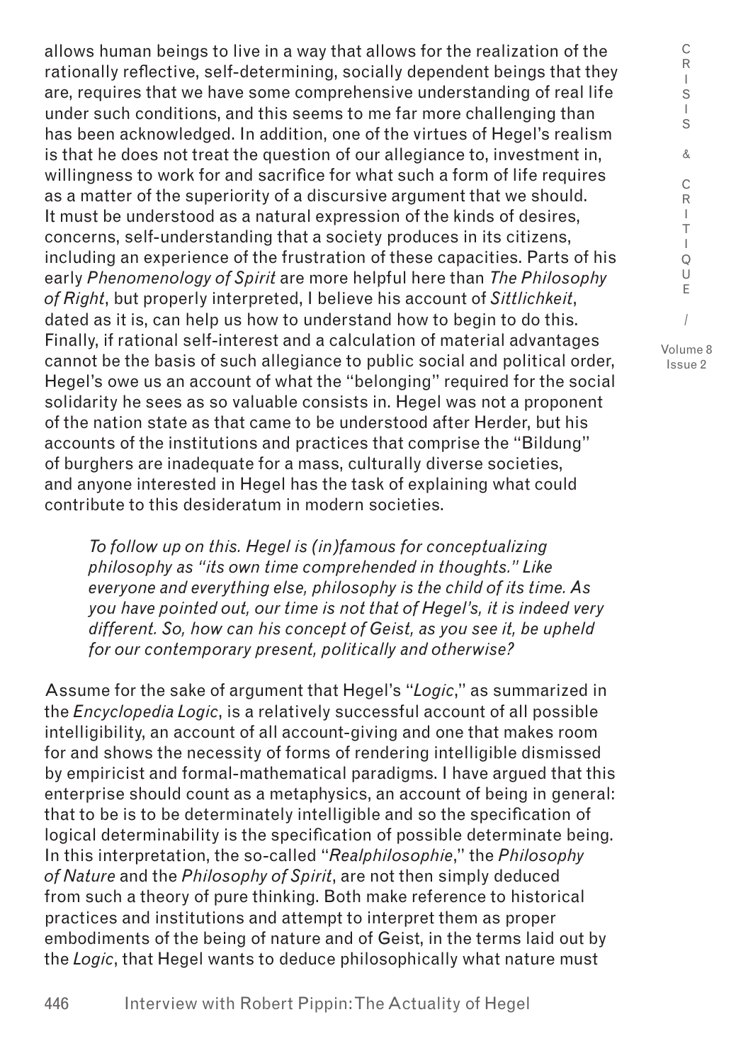allows human beings to live in a way that allows for the realization of the rationally reflective, self-determining, socially dependent beings that they are, requires that we have some comprehensive understanding of real life under such conditions, and this seems to me far more challenging than has been acknowledged. In addition, one of the virtues of Hegel's realism is that he does not treat the question of our allegiance to, investment in, willingness to work for and sacrifice for what such a form of life requires as a matter of the superiority of a discursive argument that we should. It must be understood as a natural expression of the kinds of desires, concerns, self-understanding that a society produces in its citizens, including an experience of the frustration of these capacities. Parts of his early *Phenomenology of Spirit* are more helpful here than *The Philosophy of Right*, but properly interpreted, I believe his account of *Sittlichkeit*, dated as it is, can help us how to understand how to begin to do this. Finally, if rational self-interest and a calculation of material advantages cannot be the basis of such allegiance to public social and political order, Hegel's owe us an account of what the "belonging" required for the social solidarity he sees as so valuable consists in. Hegel was not a proponent of the nation state as that came to be understood after Herder, but his accounts of the institutions and practices that comprise the "Bildung" of burghers are inadequate for a mass, culturally diverse societies, and anyone interested in Hegel has the task of explaining what could contribute to this desideratum in modern societies.

> *To follow up on this. Hegel is (in)famous for conceptualizing philosophy as "its own time comprehended in thoughts." Like everyone and everything else, philosophy is the child of its time. As you have pointed out, our time is not that of Hegel's, it is indeed very different. So, how can his concept of Geist, as you see it, be upheld for our contemporary present, politically and otherwise?*

Assume for the sake of argument that Hegel's "*Logic*," as summarized in the *Encyclopedia Logic*, is a relatively successful account of all possible intelligibility, an account of all account-giving and one that makes room for and shows the necessity of forms of rendering intelligible dismissed by empiricist and formal-mathematical paradigms. I have argued that this enterprise should count as a metaphysics, an account of being in general: that to be is to be determinately intelligible and so the specification of logical determinability is the specification of possible determinate being. In this interpretation, the so-called "*Realphilosophie*," the *Philosophy of Nature* and the *Philosophy of Spirit*, are not then simply deduced from such a theory of pure thinking. Both make reference to historical practices and institutions and attempt to interpret them as proper embodiments of the being of nature and of Geist, in the terms laid out by the *Logic*, that Hegel wants to deduce philosophically what nature must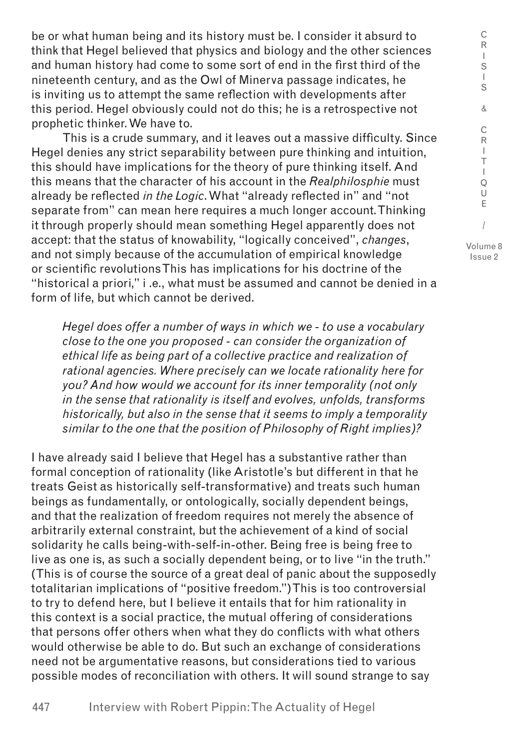be or what human being and its history must be. I consider it absurd to think that Hegel believed that physics and biology and the other sciences and human history had come to some sort of end in the first third of the nineteenth century, and as the Owl of Minerva passage indicates, he is inviting us to attempt the same reflection with developments after this period. Hegel obviously could not do this; he is a retrospective not prophetic thinker. We have to.

This is a crude summary, and it leaves out a massive difficulty. Since Hegel denies any strict separability between pure thinking and intuition, this should have implications for the theory of pure thinking itself. And this means that the character of his account in the *Realphilosphie* must already be reflected *in the Logic*. What "already reflected in" and "not separate from" can mean here requires a much longer account. Thinking it through properly should mean something Hegel apparently does not accept: that the status of knowability, "logically conceived", *changes*, and not simply because of the accumulation of empirical knowledge or scientific revolutions This has implications for his doctrine of the "historical a priori," i .e., what must be assumed and cannot be denied in a form of life, but which cannot be derived.

*Hegel does offer a number of ways in which we - to use a vocabulary close to the one you proposed - can consider the organization of ethical life as being part of a collective practice and realization of rational agencies. Where precisely can we locate rationality here for you? And how would we account for its inner temporality (not only in the sense that rationality is itself and evolves, unfolds, transforms historically, but also in the sense that it seems to imply a temporality similar to the one that the position of Philosophy of Right implies)?*

I have already said I believe that Hegel has a substantive rather than formal conception of rationality (like Aristotle's but different in that he treats Geist as historically self-transformative) and treats such human beings as fundamentally, or ontologically, socially dependent beings, and that the realization of freedom requires not merely the absence of arbitrarily external constraint, but the achievement of a kind of social solidarity he calls being-with-self-in-other. Being free is being free to live as one is, as such a socially dependent being, or to live "in the truth." (This is of course the source of a great deal of panic about the supposedly totalitarian implications of "positive freedom.") This is too controversial to try to defend here, but I believe it entails that for him rationality in this context is a social practice, the mutual offering of considerations that persons offer others when what they do conflicts with what others would otherwise be able to do. But such an exchange of considerations need not be argumentative reasons, but considerations tied to various possible modes of reconciliation with others. It will sound strange to say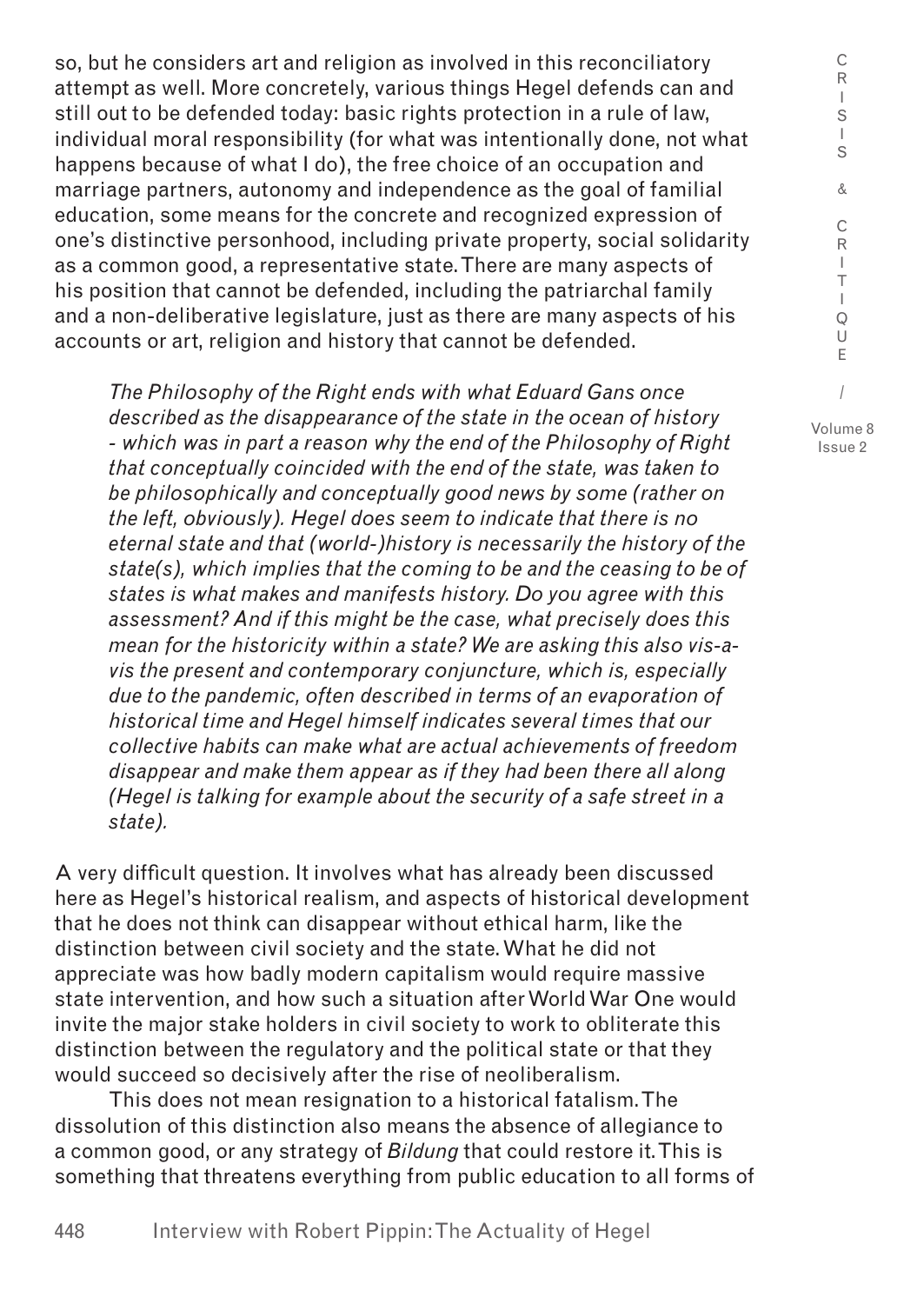so, but he considers art and religion as involved in this reconciliatory attempt as well. More concretely, various things Hegel defends can and still out to be defended today: basic rights protection in a rule of law, individual moral responsibility (for what was intentionally done, not what happens because of what I do), the free choice of an occupation and marriage partners, autonomy and independence as the goal of familial education, some means for the concrete and recognized expression of one's distinctive personhood, including private property, social solidarity as a common good, a representative state. There are many aspects of his position that cannot be defended, including the patriarchal family and a non-deliberative legislature, just as there are many aspects of his accounts or art, religion and history that cannot be defended.

*The Philosophy of the Right ends with what Eduard Gans once described as the disappearance of the state in the ocean of history - which was in part a reason why the end of the Philosophy of Right that conceptually coincided with the end of the state, was taken to be philosophically and conceptually good news by some (rather on the left, obviously). Hegel does seem to indicate that there is no eternal state and that (world-)history is necessarily the history of the state(s), which implies that the coming to be and the ceasing to be of states is what makes and manifests history. Do you agree with this assessment? And if this might be the case, what precisely does this mean for the historicity within a state? We are asking this also vis-a-vis the present and contemporary conjuncture, which is, especially due to the pandemic, often described in terms of an evaporation of historical time and Hegel himself indicates several times that our collective habits can make what are actual achievements of freedom disappear and make them appear as if they had been there all along (Hegel is talking for example about the security of a safe street in a state).*

A very difficult question. It involves what has already been discussed here as Hegel's historical realism, and aspects of historical development that he does not think can disappear without ethical harm, like the distinction between civil society and the state. What he did not appreciate was how badly modern capitalism would require massive state intervention, and how such a situation after World War One would invite the major stake holders in civil society to work to obliterate this distinction between the regulatory and the political state or that they would succeed so decisively after the rise of neoliberalism.

This does not mean resignation to a historical fatalism. The dissolution of this distinction also means the absence of allegiance to a common good, or any strategy of *Bildung* that could restore it. This is something that threatens everything from public education to all forms of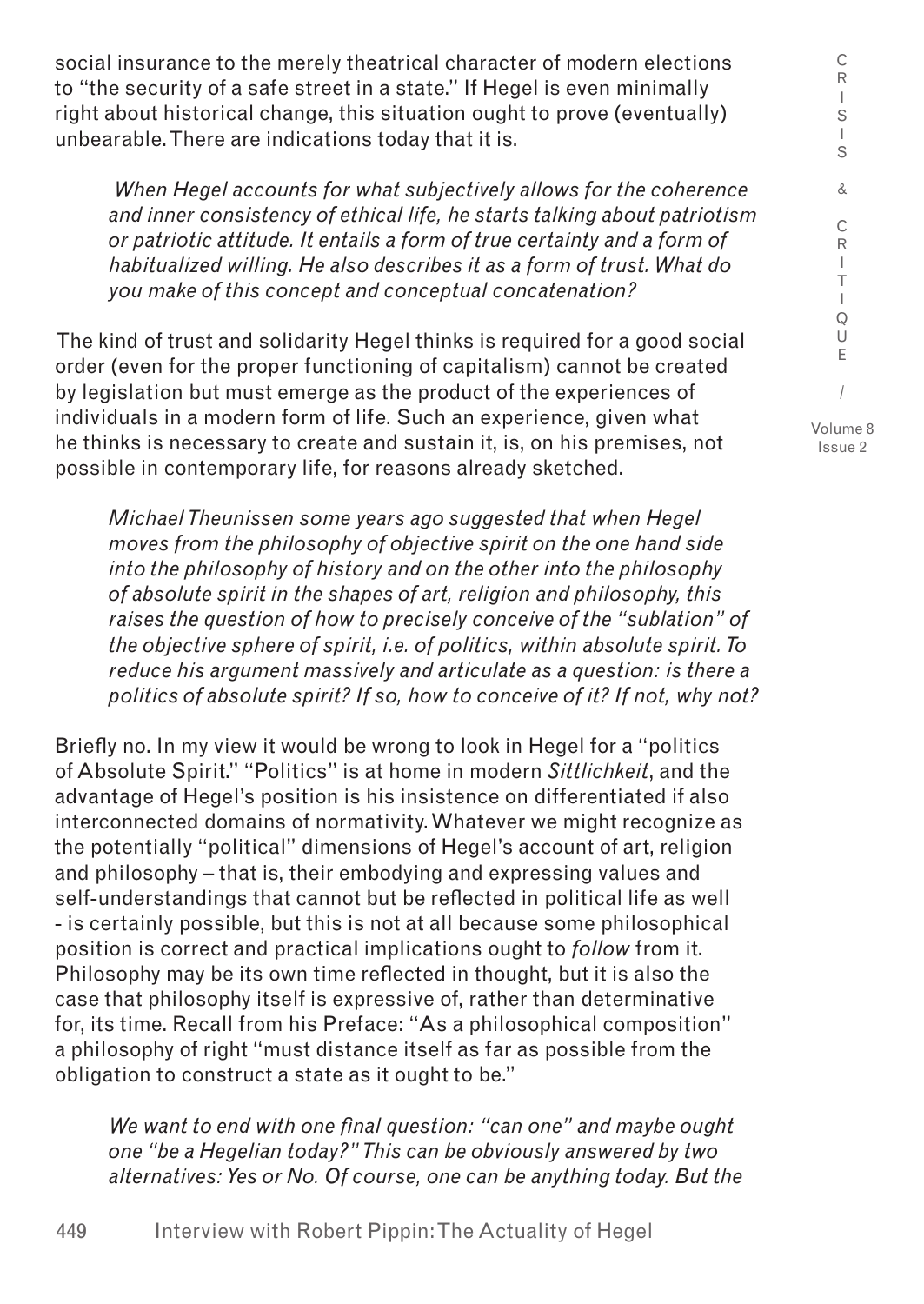social insurance to the merely theatrical character of modern elections to "the security of a safe street in a state." If Hegel is even minimally right about historical change, this situation ought to prove (eventually) unbearable. There are indications today that it is.

*When Hegel accounts for what subjectively allows for the coherence and inner consistency of ethical life, he starts talking about patriotism or patriotic attitude. It entails a form of true certainty and a form of habitualized willing. He also describes it as a form of trust. What do you make of this concept and conceptual concatenation?*

The kind of trust and solidarity Hegel thinks is required for a good social order (even for the proper functioning of capitalism) cannot be created by legislation but must emerge as the product of the experiences of individuals in a modern form of life. Such an experience, given what he thinks is necessary to create and sustain it, is, on his premises, not possible in contemporary life, for reasons already sketched.

*Michael Theunissen some years ago suggested that when Hegel moves from the philosophy of objective spirit on the one hand side into the philosophy of history and on the other into the philosophy of absolute spirit in the shapes of art, religion and philosophy, this raises the question of how to precisely conceive of the "sublation" of the objective sphere of spirit, i.e. of politics, within absolute spirit. To reduce his argument massively and articulate as a question: is there a politics of absolute spirit? If so, how to conceive of it? If not, why not?*

Briefly no. In my view it would be wrong to look in Hegel for a "politics of Absolute Spirit." "Politics" is at home in modern *Sittlichkeit*, and the advantage of Hegel's position is his insistence on differentiated if also interconnected domains of normativity. Whatever we might recognize as the potentially "political" dimensions of Hegel's account of art, religion and philosophy – that is, their embodying and expressing values and self-understandings that cannot but be reflected in political life as well - is certainly possible, but this is not at all because some philosophical position is correct and practical implications ought to *follow* from it. Philosophy may be its own time reflected in thought, but it is also the case that philosophy itself is expressive of, rather than determinative for, its time. Recall from his Preface: "As a philosophical composition" a philosophy of right "must distance itself as far as possible from the obligation to construct a state as it ought to be."

*We want to end with one final question: "can one" and maybe ought one "be a Hegelian today?" This can be obviously answered by two alternatives: Yes or No. Of course, one can be anything today. But the*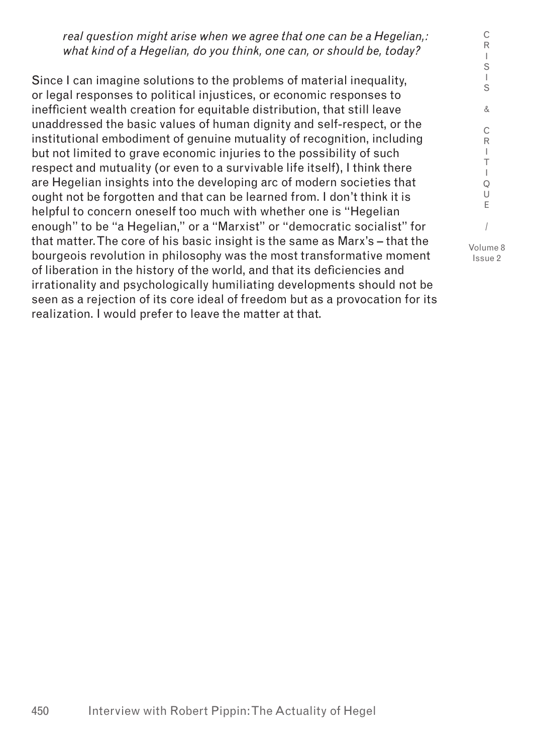*real question might arise when we agree that one can be a Hegelian,: what kind of a Hegelian, do you think, one can, or should be, today?*

Since I can imagine solutions to the problems of material inequality, or legal responses to political injustices, or economic responses to inefficient wealth creation for equitable distribution, that still leave unaddressed the basic values of human dignity and self-respect, or the institutional embodiment of genuine mutuality of recognition, including but not limited to grave economic injuries to the possibility of such respect and mutuality (or even to a survivable life itself), I think there are Hegelian insights into the developing arc of modern societies that ought not be forgotten and that can be learned from. I don't think it is helpful to concern oneself too much with whether one is "Hegelian enough" to be "a Hegelian," or a "Marxist" or "democratic socialist" for that matter. The core of his basic insight is the same as Marx's – that the bourgeois revolution in philosophy was the most transformative moment of liberation in the history of the world, and that its deficiencies and irrationality and psychologically humiliating developments should not be seen as a rejection of its core ideal of freedom but as a provocation for its realization. I would prefer to leave the matter at that.